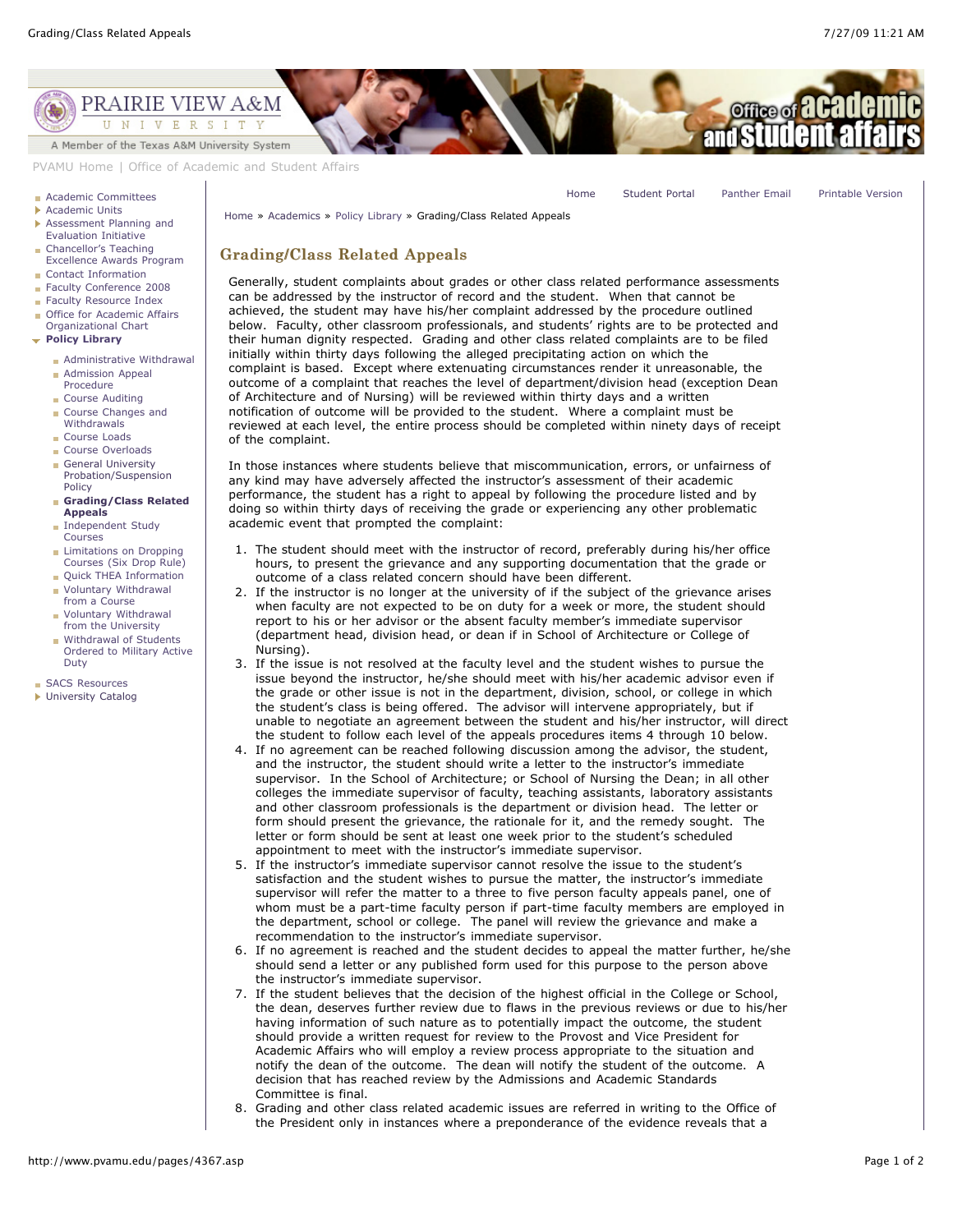PVAMU Home | Office of Academic and Student Affairs

- Academic Committees
- Academic Units
- Assessment Planning and Evaluation Initiative
- Chancellor's Teaching Excellence Awards Program
- Contact Information
- Faculty Conference 2008
- Faculty Resource Index
- Office for Academic Affairs Organizational Chart
- **Policy Library**
  - Administrative Withdrawal
  - Admission Appeal Procedure
  - Course Auditing
  - Course Changes and Withdrawals
  - Course Loads
  - Course Overloads
  - General University Probation/Suspension Policy
  - **Grading/Class Related Appeals**
  - Independent Study Courses
  - Limitations on Dropping Courses (Six Drop Rule)
  - Quick THEA Information
  - Voluntary Withdrawal from a Course
  - Voluntary Withdrawal from the University
  - Withdrawal of Students Ordered to Military Active Duty
- SACS Resources
- University Catalog

Home | Student Portal | Panther Email | Printable Version

Home » Academics » Policy Library » Grading/Class Related Appeals

## Grading/Class Related Appeals

Generally, student complaints about grades or other class related performance assessments can be addressed by the instructor of record and the student. When that cannot be achieved, the student may have his/her complaint addressed by the procedure outlined below. Faculty, other classroom professionals, and students' rights are to be protected and their human dignity respected. Grading and other class related complaints are to be filed initially within thirty days following the alleged precipitating action on which the complaint is based. Except where extenuating circumstances render it unreasonable, the outcome of a complaint that reaches the level of department/division head (exception Dean of Architecture and of Nursing) will be reviewed within thirty days and a written notification of outcome will be provided to the student. Where a complaint must be reviewed at each level, the entire process should be completed within ninety days of receipt of the complaint.

In those instances where students believe that miscommunication, errors, or unfairness of any kind may have adversely affected the instructor's assessment of their academic performance, the student has a right to appeal by following the procedure listed and by doing so within thirty days of receiving the grade or experiencing any other problematic academic event that prompted the complaint:

1. The student should meet with the instructor of record, preferably during his/her office hours, to present the grievance and any supporting documentation that the grade or outcome of a class related concern should have been different.
2. If the instructor is no longer at the university of if the subject of the grievance arises when faculty are not expected to be on duty for a week or more, the student should report to his or her advisor or the absent faculty member's immediate supervisor (department head, division head, or dean if in School of Architecture or College of Nursing).
3. If the issue is not resolved at the faculty level and the student wishes to pursue the issue beyond the instructor, he/she should meet with his/her academic advisor even if the grade or other issue is not in the department, division, school, or college in which the student's class is being offered. The advisor will intervene appropriately, but if unable to negotiate an agreement between the student and his/her instructor, will direct the student to follow each level of the appeals procedures items 4 through 10 below.
4. If no agreement can be reached following discussion among the advisor, the student, and the instructor, the student should write a letter to the instructor's immediate supervisor. In the School of Architecture; or School of Nursing the Dean; in all other colleges the immediate supervisor of faculty, teaching assistants, laboratory assistants and other classroom professionals is the department or division head. The letter or form should present the grievance, the rationale for it, and the remedy sought. The letter or form should be sent at least one week prior to the student's scheduled appointment to meet with the instructor's immediate supervisor.
5. If the instructor's immediate supervisor cannot resolve the issue to the student's satisfaction and the student wishes to pursue the matter, the instructor's immediate supervisor will refer the matter to a three to five person faculty appeals panel, one of whom must be a part-time faculty person if part-time faculty members are employed in the department, school or college. The panel will review the grievance and make a recommendation to the instructor's immediate supervisor.
6. If no agreement is reached and the student decides to appeal the matter further, he/she should send a letter or any published form used for this purpose to the person above the instructor's immediate supervisor.
7. If the student believes that the decision of the highest official in the College or School, the dean, deserves further review due to flaws in the previous reviews or due to his/her having information of such nature as to potentially impact the outcome, the student should provide a written request for review to the Provost and Vice President for Academic Affairs who will employ a review process appropriate to the situation and notify the dean of the outcome. The dean will notify the student of the outcome. A decision that has reached review by the Admissions and Academic Standards Committee is final.
8. Grading and other class related academic issues are referred in writing to the Office of the President only in instances where a preponderance of the evidence reveals that a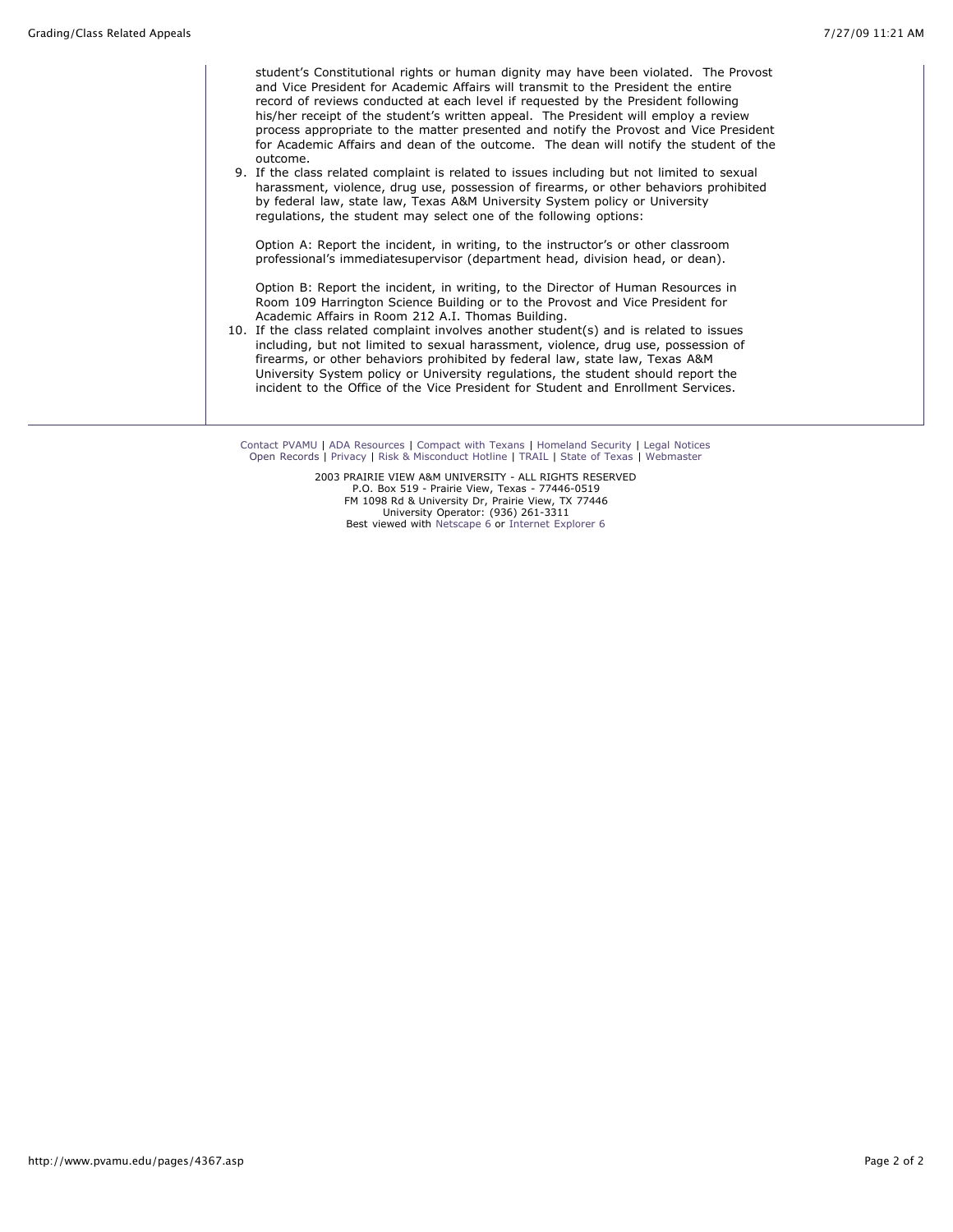student's Constitutional rights or human dignity may have been violated. The Provost and Vice President for Academic Affairs will transmit to the President the entire record of reviews conducted at each level if requested by the President following his/her receipt of the student's written appeal. The President will employ a review process appropriate to the matter presented and notify the Provost and Vice President for Academic Affairs and dean of the outcome. The dean will notify the student of the outcome.

9. If the class related complaint is related to issues including but not limited to sexual harassment, violence, drug use, possession of firearms, or other behaviors prohibited by federal law, state law, Texas A&M University System policy or University regulations, the student may select one of the following options:

   Option A: Report the incident, in writing, to the instructor's or other classroom professional's immediatesupervisor (department head, division head, or dean).

   Option B: Report the incident, in writing, to the Director of Human Resources in Room 109 Harrington Science Building or to the Provost and Vice President for Academic Affairs in Room 212 A.I. Thomas Building.
10. If the class related complaint involves another student(s) and is related to issues including, but not limited to sexual harassment, violence, drug use, possession of firearms, or other behaviors prohibited by federal law, state law, Texas A&M University System policy or University regulations, the student should report the incident to the Office of the Vice President for Student and Enrollment Services.

Contact PVAMU | ADA Resources | Compact with Texans | Homeland Security | Legal Notices
Open Records | Privacy | Risk & Misconduct Hotline | TRAIL | State of Texas | Webmaster

2003 PRAIRIE VIEW A&M UNIVERSITY - ALL RIGHTS RESERVED
P.O. Box 519 - Prairie View, Texas - 77446-0519
FM 1098 Rd & University Dr, Prairie View, TX 77446
University Operator: (936) 261-3311
Best viewed with Netscape 6 or Internet Explorer 6